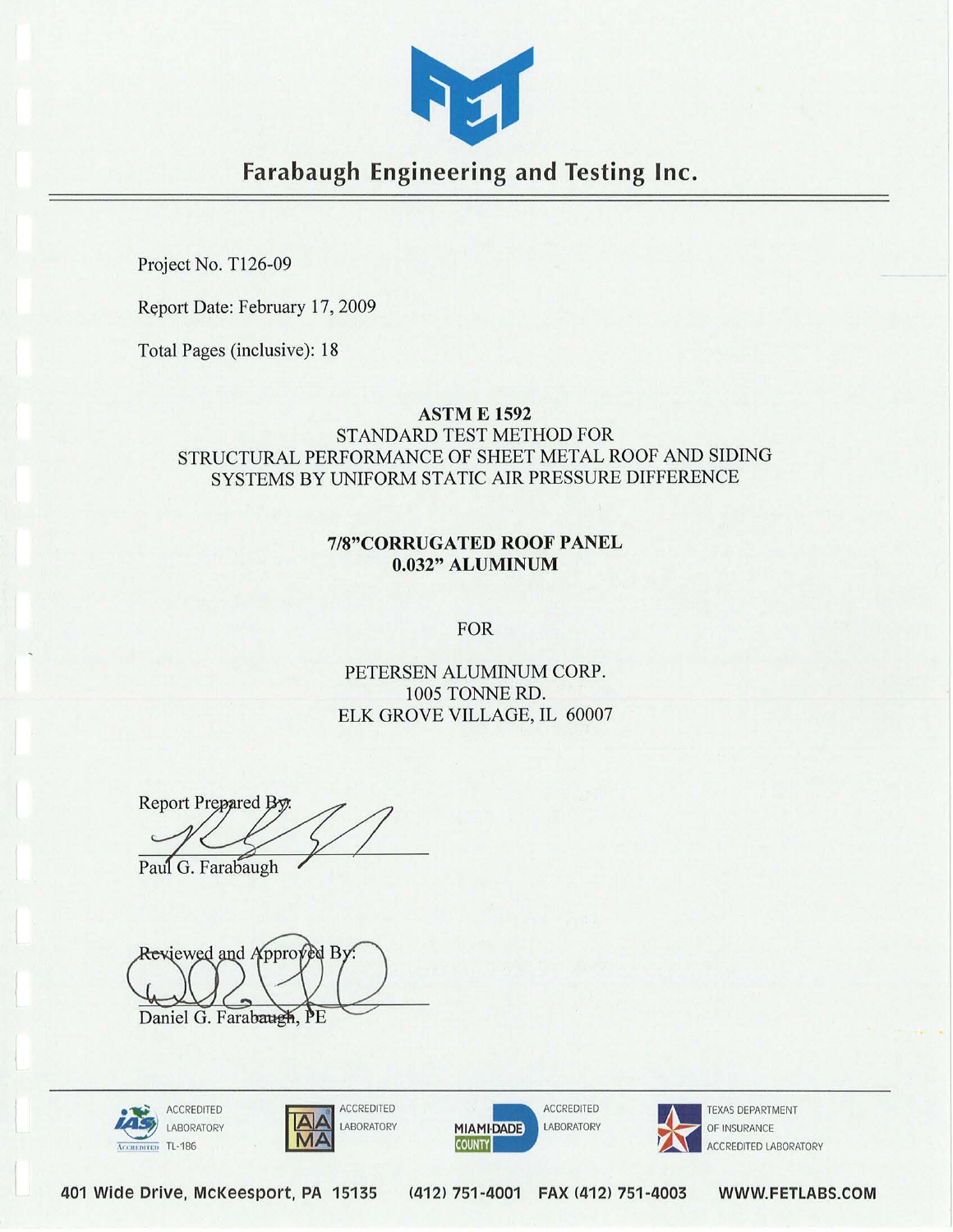# Farabaugh Engineering and Testing Inc.

Project No. T126-09

Report Date: February 17, 2009

Total Pages (inclusive): 18

**ASTM E 1592**
STANDARD TEST METHOD FOR
STRUCTURAL PERFORMANCE OF SHEET METAL ROOF AND SIDING SYSTEMS BY UNIFORM STATIC AIR PRESSURE DIFFERENCE

**7/8"CORRUGATED ROOF PANEL**
**0.032" ALUMINUM**

FOR

PETERSEN ALUMINUM CORP.
1005 TONNE RD.
ELK GROVE VILLAGE, IL 60007

Report Prepared By:

Paul G. Farabaugh

Reviewed and Approved By:

Daniel G. Farabaugh, PE

ACCREDITED LABORATORY TL-186 | AAMA ACCREDITED LABORATORY | MIAMI-DADE COUNTY ACCREDITED LABORATORY | TEXAS DEPARTMENT OF INSURANCE ACCREDITED LABORATORY

401 Wide Drive, McKeesport, PA 15135 (412) 751-4001 FAX (412) 751-4003 WWW.FETLABS.COM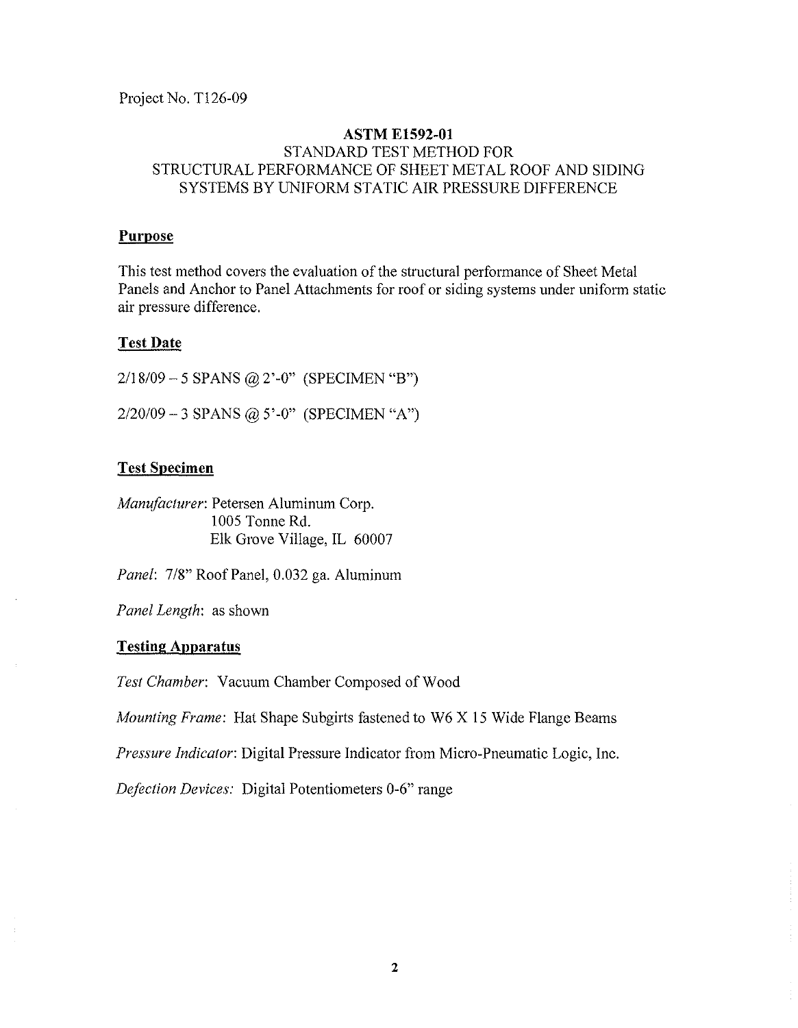Project No. T126-09

**ASTM E1592-01**
STANDARD TEST METHOD FOR
STRUCTURAL PERFORMANCE OF SHEET METAL ROOF AND SIDING SYSTEMS BY UNIFORM STATIC AIR PRESSURE DIFFERENCE

## Purpose

This test method covers the evaluation of the structural performance of Sheet Metal Panels and Anchor to Panel Attachments for roof or siding systems under uniform static air pressure difference.

## Test Date

2/18/09 – 5 SPANS @ 2'-0" (SPECIMEN "B")

2/20/09 – 3 SPANS @ 5'-0" (SPECIMEN "A")

## Test Specimen

*Manufacturer*: Petersen Aluminum Corp.
1005 Tonne Rd.
Elk Grove Village, IL 60007

*Panel*: 7/8" Roof Panel, 0.032 ga. Aluminum

*Panel Length*: as shown

## Testing Apparatus

*Test Chamber*: Vacuum Chamber Composed of Wood

*Mounting Frame*: Hat Shape Subgirts fastened to W6 X 15 Wide Flange Beams

*Pressure Indicator*: Digital Pressure Indicator from Micro-Pneumatic Logic, Inc.

*Defection Devices:* Digital Potentiometers 0-6" range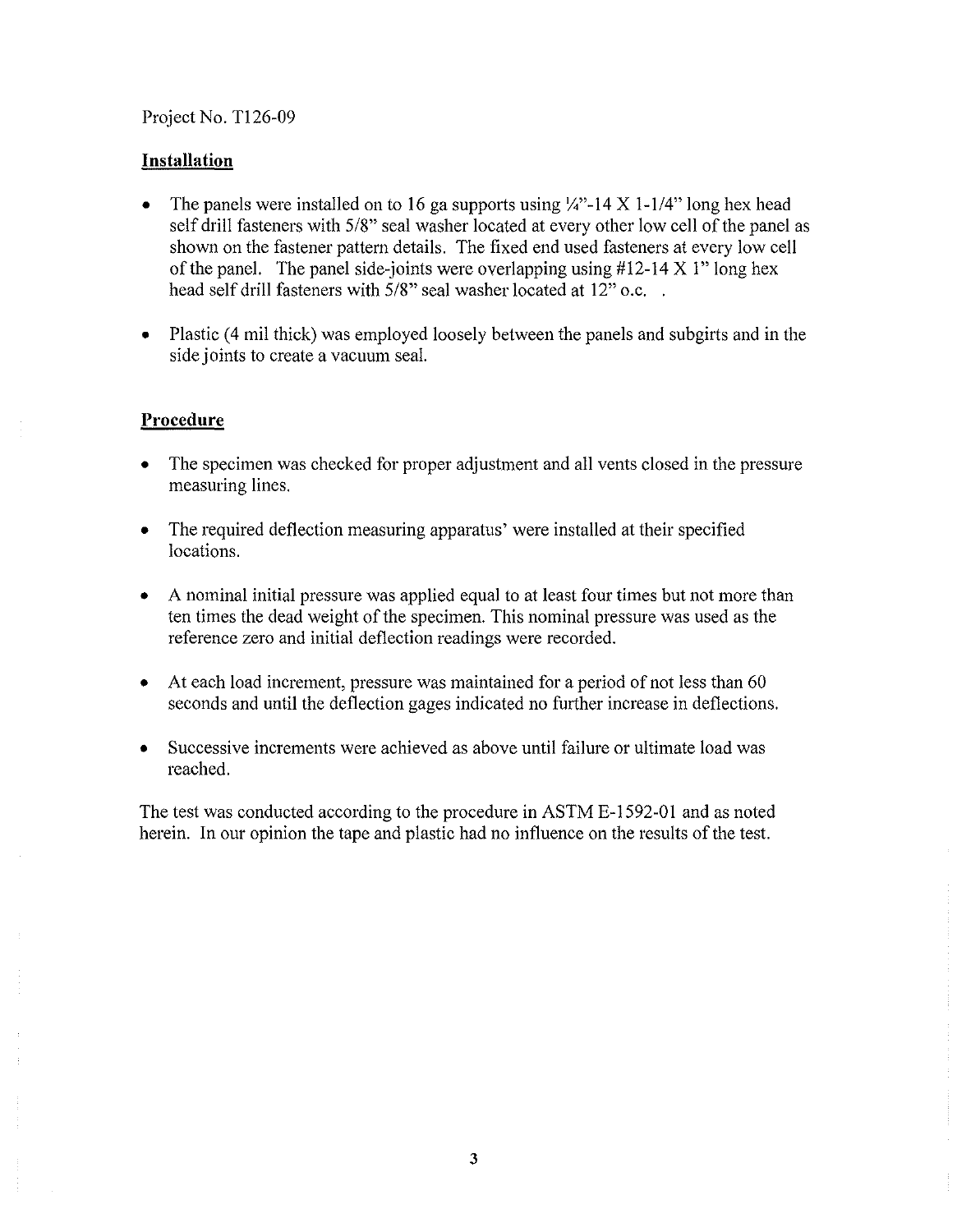Project No. T126-09

## Installation

- The panels were installed on to 16 ga supports using ¼"-14 X 1-1/4" long hex head self drill fasteners with 5/8" seal washer located at every other low cell of the panel as shown on the fastener pattern details. The fixed end used fasteners at every low cell of the panel. The panel side-joints were overlapping using #12-14 X 1" long hex head self drill fasteners with 5/8" seal washer located at 12" o.c. .

- Plastic (4 mil thick) was employed loosely between the panels and subgirts and in the side joints to create a vacuum seal.

## Procedure

- The specimen was checked for proper adjustment and all vents closed in the pressure measuring lines.

- The required deflection measuring apparatus' were installed at their specified locations.

- A nominal initial pressure was applied equal to at least four times but not more than ten times the dead weight of the specimen. This nominal pressure was used as the reference zero and initial deflection readings were recorded.

- At each load increment, pressure was maintained for a period of not less than 60 seconds and until the deflection gages indicated no further increase in deflections.

- Successive increments were achieved as above until failure or ultimate load was reached.

The test was conducted according to the procedure in ASTM E-1592-01 and as noted herein. In our opinion the tape and plastic had no influence on the results of the test.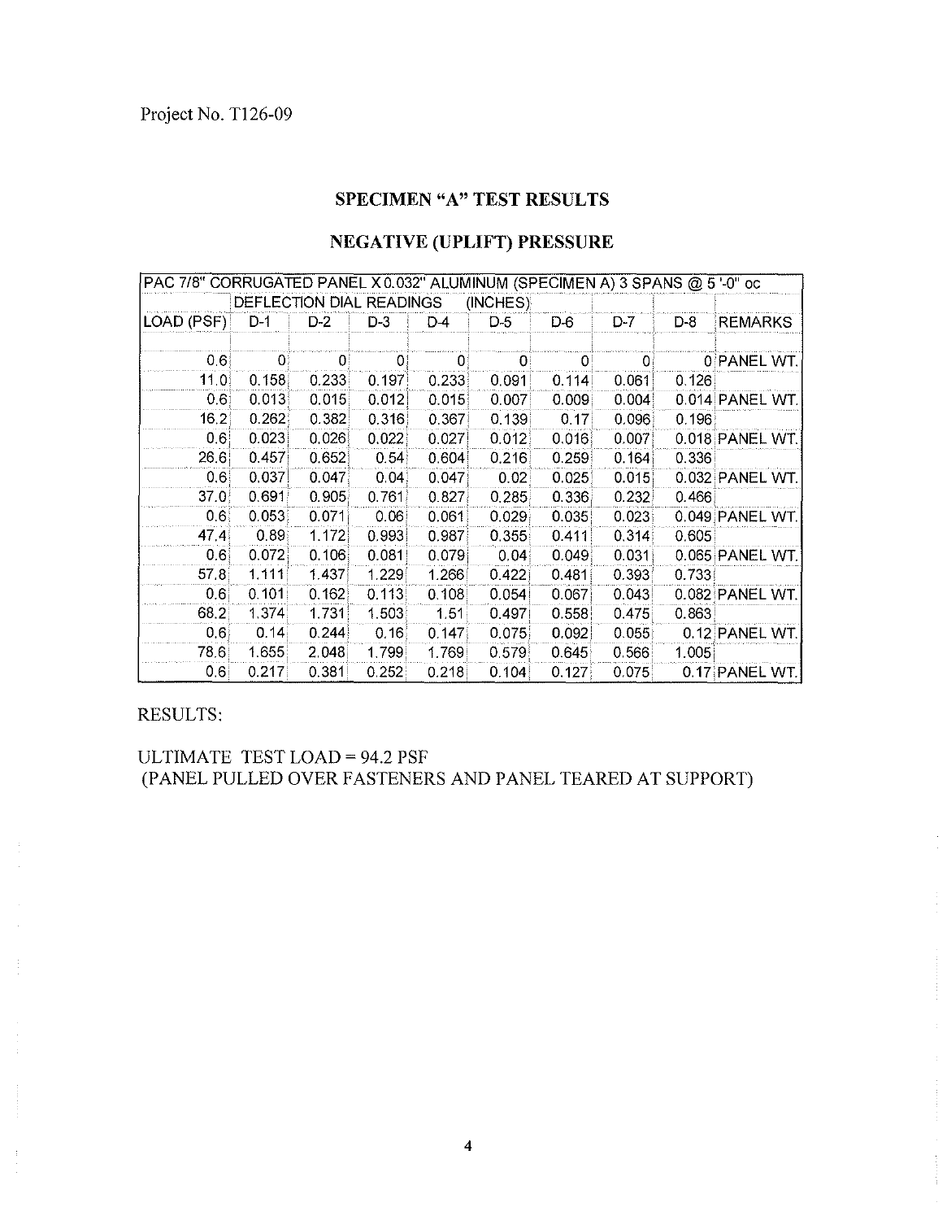Project No. T126-09

## SPECIMEN "A" TEST RESULTS

## NEGATIVE (UPLIFT) PRESSURE

| PAC 7/8" CORRUGATED PANEL X 0.032" ALUMINUM (SPECIMEN A) 3 SPANS @ 5'-0" oc | | | | | | | | | |
|---|---|---|---|---|---|---|---|---|---|
| | DEFLECTION DIAL READINGS | | | (INCHES) | | | | | |
| LOAD (PSF) | D-1 | D-2 | D-3 | D-4 | D-5 | D-6 | D-7 | D-8 | REMARKS |
| 0.6 | 0 | 0 | 0 | 0 | 0 | 0 | 0 | 0 | PANEL WT. |
| 11.0 | 0.158 | 0.233 | 0.197 | 0.233 | 0.091 | 0.114 | 0.061 | 0.126 | |
| 0.6 | 0.013 | 0.015 | 0.012 | 0.015 | 0.007 | 0.009 | 0.004 | 0.014 | PANEL WT. |
| 16.2 | 0.262 | 0.382 | 0.316 | 0.367 | 0.139 | 0.17 | 0.096 | 0.196 | |
| 0.6 | 0.023 | 0.026 | 0.022 | 0.027 | 0.012 | 0.016 | 0.007 | 0.018 | PANEL WT. |
| 26.6 | 0.457 | 0.652 | 0.54 | 0.604 | 0.216 | 0.259 | 0.164 | 0.336 | |
| 0.6 | 0.037 | 0.047 | 0.04 | 0.047 | 0.02 | 0.025 | 0.015 | 0.032 | PANEL WT. |
| 37.0 | 0.691 | 0.905 | 0.761 | 0.827 | 0.285 | 0.336 | 0.232 | 0.466 | |
| 0.6 | 0.053 | 0.071 | 0.06 | 0.061 | 0.029 | 0.035 | 0.023 | 0.049 | PANEL WT. |
| 47.4 | 0.89 | 1.172 | 0.993 | 0.987 | 0.355 | 0.411 | 0.314 | 0.605 | |
| 0.6 | 0.072 | 0.106 | 0.081 | 0.079 | 0.04 | 0.049 | 0.031 | 0.065 | PANEL WT. |
| 57.8 | 1.111 | 1.437 | 1.229 | 1.266 | 0.422 | 0.481 | 0.393 | 0.733 | |
| 0.6 | 0.101 | 0.162 | 0.113 | 0.108 | 0.054 | 0.067 | 0.043 | 0.082 | PANEL WT. |
| 68.2 | 1.374 | 1.731 | 1.503 | 1.51 | 0.497 | 0.558 | 0.475 | 0.863 | |
| 0.6 | 0.14 | 0.244 | 0.16 | 0.147 | 0.075 | 0.092 | 0.055 | 0.12 | PANEL WT. |
| 78.6 | 1.655 | 2.048 | 1.799 | 1.769 | 0.579 | 0.645 | 0.566 | 1.005 | |
| 0.6 | 0.217 | 0.381 | 0.252 | 0.218 | 0.104 | 0.127 | 0.075 | 0.17 | PANEL WT. |

RESULTS:

ULTIMATE TEST LOAD = 94.2 PSF
(PANEL PULLED OVER FASTENERS AND PANEL TEARED AT SUPPORT)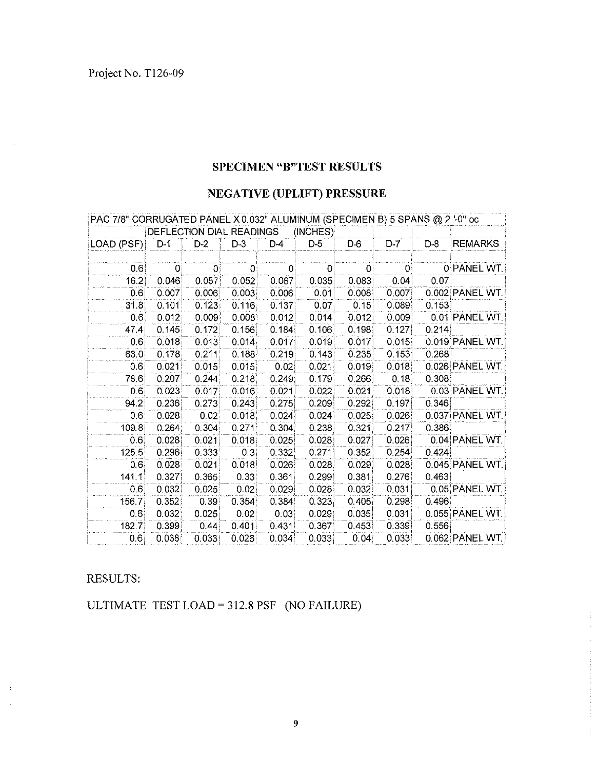Project No. T126-09

## SPECIMEN "B"TEST RESULTS

## NEGATIVE (UPLIFT) PRESSURE

| PAC 7/8" CORRUGATED PANEL X 0.032" ALUMINUM (SPECIMEN B) 5 SPANS @ 2 '-0" oc | | | | | | | | | |
|---|---|---|---|---|---|---|---|---|---|
| | DEFLECTION DIAL READINGS | | | | (INCHES) | | | | |
| LOAD (PSF) | D-1 | D-2 | D-3 | D-4 | D-5 | D-6 | D-7 | D-8 | REMARKS |
| | | | | | | | | | |
| 0.6 | 0 | 0 | 0 | 0 | 0 | 0 | 0 | 0 | PANEL WT. |
| 16.2 | 0.046 | 0.057 | 0.052 | 0.067 | 0.035 | 0.083 | 0.04 | 0.07 | |
| 0.6 | 0.007 | 0.006 | 0.003 | 0.006 | 0.01 | 0.008 | 0.007 | 0.002 | PANEL WT. |
| 31.8 | 0.101 | 0.123 | 0.116 | 0.137 | 0.07 | 0.15 | 0.089 | 0.153 | |
| 0.6 | 0.012 | 0.009 | 0.008 | 0.012 | 0.014 | 0.012 | 0.009 | 0.01 | PANEL WT. |
| 47.4 | 0.145 | 0.172 | 0.156 | 0.184 | 0.106 | 0.198 | 0.127 | 0.214 | |
| 0.6 | 0.018 | 0.013 | 0.014 | 0.017 | 0.019 | 0.017 | 0.015 | 0.019 | PANEL WT. |
| 63.0 | 0.178 | 0.211 | 0.188 | 0.219 | 0.143 | 0.235 | 0.153 | 0.268 | |
| 0.6 | 0.021 | 0.015 | 0.015 | 0.02 | 0.021 | 0.019 | 0.018 | 0.026 | PANEL WT. |
| 78.6 | 0.207 | 0.244 | 0.218 | 0.249 | 0.179 | 0.266 | 0.18 | 0.308 | |
| 0.6 | 0.023 | 0.017 | 0.016 | 0.021 | 0.022 | 0.021 | 0.018 | 0.03 | PANEL WT. |
| 94.2 | 0.236 | 0.273 | 0.243 | 0.275 | 0.209 | 0.292 | 0.197 | 0.346 | |
| 0.6 | 0.028 | 0.02 | 0.018 | 0.024 | 0.024 | 0.025 | 0.026 | 0.037 | PANEL WT. |
| 109.8 | 0.264 | 0.304 | 0.271 | 0.304 | 0.238 | 0.321 | 0.217 | 0.386 | |
| 0.6 | 0.028 | 0.021 | 0.018 | 0.025 | 0.028 | 0.027 | 0.026 | 0.04 | PANEL WT. |
| 125.5 | 0.296 | 0.333 | 0.3 | 0.332 | 0.271 | 0.352 | 0.254 | 0.424 | |
| 0.6 | 0.028 | 0.021 | 0.018 | 0.026 | 0.028 | 0.029 | 0.028 | 0.045 | PANEL WT. |
| 141.1 | 0.327 | 0.365 | 0.33 | 0.361 | 0.299 | 0.381 | 0.276 | 0.463 | |
| 0.6 | 0.032 | 0.025 | 0.02 | 0.029 | 0.028 | 0.032 | 0.031 | 0.05 | PANEL WT. |
| 156.7 | 0.352 | 0.39 | 0.354 | 0.384 | 0.323 | 0.405 | 0.298 | 0.496 | |
| 0.6 | 0.032 | 0.025 | 0.02 | 0.03 | 0.029 | 0.035 | 0.031 | 0.055 | PANEL WT. |
| 182.7 | 0.399 | 0.44 | 0.401 | 0.431 | 0.367 | 0.453 | 0.339 | 0.556 | |
| 0.6 | 0.038 | 0.033 | 0.026 | 0.034 | 0.033 | 0.04 | 0.033 | 0.062 | PANEL WT. |

RESULTS:

ULTIMATE TEST LOAD = 312.8 PSF (NO FAILURE)